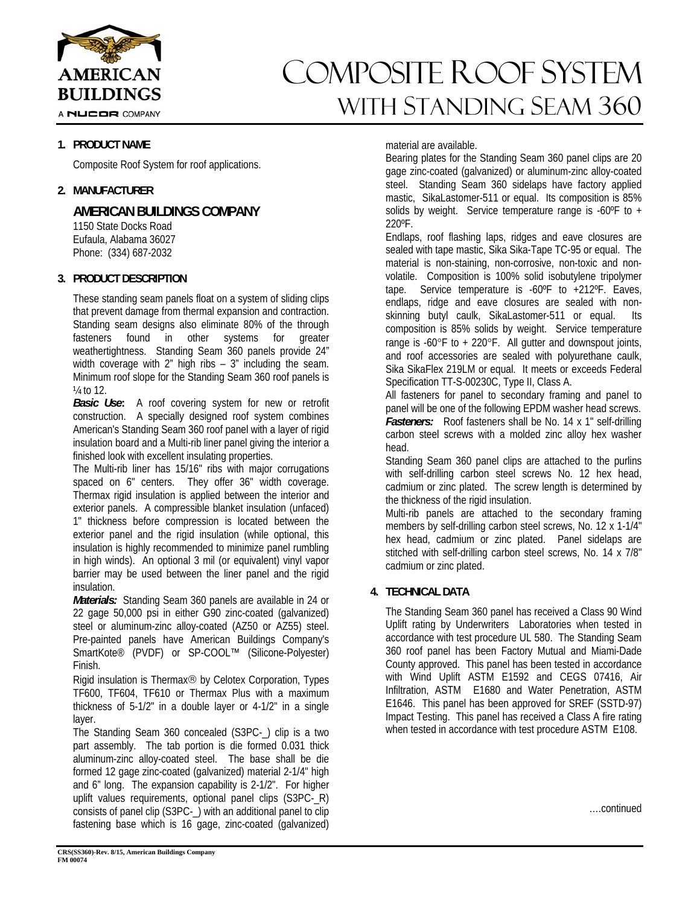# Composite Roof System with Standing Seam 360

AMERICAN BUILDINGS
A NUCOR COMPANY

## 1. PRODUCT NAME

Composite Roof System for roof applications.

## 2. MANUFACTURER

**AMERICAN BUILDINGS COMPANY**
1150 State Docks Road
Eufaula, Alabama 36027
Phone: (334) 687-2032

## 3. PRODUCT DESCRIPTION

These standing seam panels float on a system of sliding clips that prevent damage from thermal expansion and contraction. Standing seam designs also eliminate 80% of the through fasteners found in other systems for greater weathertightness. Standing Seam 360 panels provide 24" width coverage with 2" high ribs – 3" including the seam. Minimum roof slope for the Standing Seam 360 roof panels is ¼ to 12.

***Basic Use*:** A roof covering system for new or retrofit construction. A specially designed roof system combines American's Standing Seam 360 roof panel with a layer of rigid insulation board and a Multi-rib liner panel giving the interior a finished look with excellent insulating properties.

The Multi-rib liner has 15/16" ribs with major corrugations spaced on 6" centers. They offer 36" width coverage. Thermax rigid insulation is applied between the interior and exterior panels. A compressible blanket insulation (unfaced) 1" thickness before compression is located between the exterior panel and the rigid insulation (while optional, this insulation is highly recommended to minimize panel rumbling in high winds). An optional 3 mil (or equivalent) vinyl vapor barrier may be used between the liner panel and the rigid insulation.

***Materials:*** Standing Seam 360 panels are available in 24 or 22 gage 50,000 psi in either G90 zinc-coated (galvanized) steel or aluminum-zinc alloy-coated (AZ50 or AZ55) steel. Pre-painted panels have American Buildings Company's SmartKote® (PVDF) or SP-COOL™ (Silicone-Polyester) Finish.

Rigid insulation is Thermax® by Celotex Corporation, Types TF600, TF604, TF610 or Thermax Plus with a maximum thickness of 5-1/2" in a double layer or 4-1/2" in a single layer.

The Standing Seam 360 concealed (S3PC-_) clip is a two part assembly. The tab portion is die formed 0.031 thick aluminum-zinc alloy-coated steel. The base shall be die formed 12 gage zinc-coated (galvanized) material 2-1/4" high and 6" long. The expansion capability is 2-1/2". For higher uplift values requirements, optional panel clips (S3PC-_R) consists of panel clip (S3PC-_) with an additional panel to clip fastening base which is 16 gage, zinc-coated (galvanized) material are available.

Bearing plates for the Standing Seam 360 panel clips are 20 gage zinc-coated (galvanized) or aluminum-zinc alloy-coated steel. Standing Seam 360 sidelaps have factory applied mastic, SikaLastomer-511 or equal. Its composition is 85% solids by weight. Service temperature range is -60ºF to + 220ºF.

Endlaps, roof flashing laps, ridges and eave closures are sealed with tape mastic, Sika Sika-Tape TC-95 or equal. The material is non-staining, non-corrosive, non-toxic and non-volatile. Composition is 100% solid isobutylene tripolymer tape. Service temperature is -60ºF to +212ºF. Eaves, endlaps, ridge and eave closures are sealed with non-skinning butyl caulk, SikaLastomer-511 or equal. Its composition is 85% solids by weight. Service temperature range is -60°F to + 220°F. All gutter and downspout joints, and roof accessories are sealed with polyurethane caulk, Sika SikaFlex 219LM or equal. It meets or exceeds Federal Specification TT-S-00230C, Type II, Class A.

All fasteners for panel to secondary framing and panel to panel will be one of the following EPDM washer head screws.

***Fasteners:*** Roof fasteners shall be No. 14 x 1" self-drilling carbon steel screws with a molded zinc alloy hex washer head.

Standing Seam 360 panel clips are attached to the purlins with self-drilling carbon steel screws No. 12 hex head, cadmium or zinc plated. The screw length is determined by the thickness of the rigid insulation.

Multi-rib panels are attached to the secondary framing members by self-drilling carbon steel screws, No. 12 x 1-1/4" hex head, cadmium or zinc plated. Panel sidelaps are stitched with self-drilling carbon steel screws, No. 14 x 7/8" cadmium or zinc plated.

## 4. TECHNICAL DATA

The Standing Seam 360 panel has received a Class 90 Wind Uplift rating by Underwriters Laboratories when tested in accordance with test procedure UL 580. The Standing Seam 360 roof panel has been Factory Mutual and Miami-Dade County approved. This panel has been tested in accordance with Wind Uplift ASTM E1592 and CEGS 07416, Air Infiltration, ASTM E1680 and Water Penetration, ASTM E1646. This panel has been approved for SREF (SSTD-97) Impact Testing. This panel has received a Class A fire rating when tested in accordance with test procedure ASTM E108.

….continued

CRS(SS360)-Rev. 8/15, American Buildings Company
FM 00074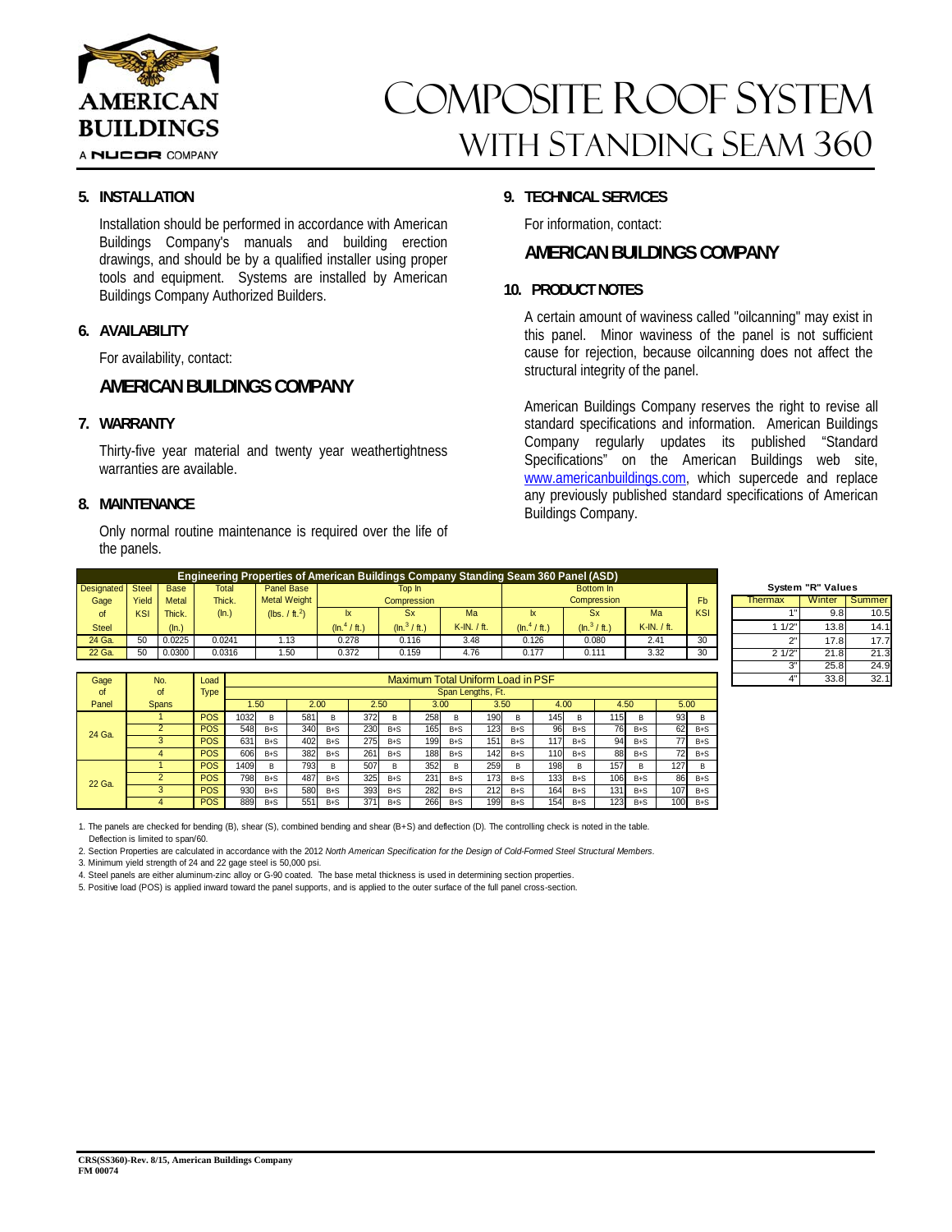# Composite Roof System with Standing Seam 360

## 5. INSTALLATION

Installation should be performed in accordance with American Buildings Company's manuals and building erection drawings, and should be by a qualified installer using proper tools and equipment. Systems are installed by American Buildings Company Authorized Builders.

## 6. AVAILABILITY

For availability, contact:

**AMERICAN BUILDINGS COMPANY**

## 7. WARRANTY

Thirty-five year material and twenty year weathertightness warranties are available.

## 8. MAINTENANCE

Only normal routine maintenance is required over the life of the panels.

## 9. TECHNICAL SERVICES

For information, contact:

**AMERICAN BUILDINGS COMPANY**

## 10. PRODUCT NOTES

A certain amount of waviness called "oilcanning" may exist in this panel. Minor waviness of the panel is not sufficient cause for rejection, because oilcanning does not affect the structural integrity of the panel.

American Buildings Company reserves the right to revise all standard specifications and information. American Buildings Company regularly updates its published "Standard Specifications" on the American Buildings web site, www.americanbuildings.com, which supercede and replace any previously published standard specifications of American Buildings Company.

**Engineering Properties of American Buildings Company Standing Seam 360 Panel (ASD)**

| Designated Gage of Steel | Steel Yield KSI | Base Metal Thick. (In.) | Total Thick. (In.) | Panel Base Metal Weight (lbs. / ft.$^2$) | Top In Compression Ix (In.$^4$ / ft.) | Top In Compression Sx (In.$^3$ / ft.) | Top In Compression Ma K-IN. / ft. | Bottom In Compression Ix (In.$^4$ / ft.) | Bottom In Compression Sx (In.$^3$ / ft.) | Bottom In Compression Ma K-IN. / ft. | Fb KSI |
|---|---|---|---|---|---|---|---|---|---|---|---|
| 24 Ga. | 50 | 0.0225 | 0.0241 | 1.13 | 0.278 | 0.116 | 3.48 | 0.126 | 0.080 | 2.41 | 30 |
| 22 Ga. | 50 | 0.0300 | 0.0316 | 1.50 | 0.372 | 0.159 | 4.76 | 0.177 | 0.111 | 3.32 | 30 |

**System "R" Values**

| Thermax | Winter | Summer |
|---|---|---|
| 1" | 9.8 | 10.5 |
| 1 1/2" | 13.8 | 14.1 |
| 2" | 17.8 | 17.7 |
| 2 1/2" | 21.8 | 21.3 |
| 3" | 25.8 | 24.9 |
| 4" | 33.8 | 32.1 |

**Maximum Total Uniform Load in PSF**

| Gage of Panel | No. of Spans | Load Type | 1.50 | | 2.00 | | 2.50 | | 3.00 | | 3.50 | | 4.00 | | 4.50 | | 5.00 | |
|---|---|---|---|---|---|---|---|---|---|---|---|---|---|---|---|---|---|---|
| 24 Ga. | 1 | POS | 1032 | B | 581 | B | 372 | B | 258 | B | 190 | B | 145 | B | 115 | B | 93 | B |
| | 2 | POS | 548 | B+S | 340 | B+S | 230 | B+S | 165 | B+S | 123 | B+S | 96 | B+S | 76 | B+S | 62 | B+S |
| | 3 | POS | 631 | B+S | 402 | B+S | 275 | B+S | 199 | B+S | 151 | B+S | 117 | B+S | 94 | B+S | 77 | B+S |
| | 4 | POS | 606 | B+S | 382 | B+S | 261 | B+S | 188 | B+S | 142 | B+S | 110 | B+S | 88 | B+S | 72 | B+S |
| 22 Ga. | 1 | POS | 1409 | B | 793 | B | 507 | B | 352 | B | 259 | B | 198 | B | 157 | B | 127 | B |
| | 2 | POS | 798 | B+S | 487 | B+S | 325 | B+S | 231 | B+S | 173 | B+S | 133 | B+S | 106 | B+S | 86 | B+S |
| | 3 | POS | 930 | B+S | 580 | B+S | 393 | B+S | 282 | B+S | 212 | B+S | 164 | B+S | 131 | B+S | 107 | B+S |
| | 4 | POS | 889 | B+S | 551 | B+S | 371 | B+S | 266 | B+S | 199 | B+S | 154 | B+S | 123 | B+S | 100 | B+S |

(Span Lengths, Ft.)

1. The panels are checked for bending (B), shear (S), combined bending and shear (B+S) and deflection (D). The controlling check is noted in the table. Deflection is limited to span/60.
2. Section Properties are calculated in accordance with the 2012 *North American Specification for the Design of Cold-Formed Steel Structural Members*.
3. Minimum yield strength of 24 and 22 gage steel is 50,000 psi.
4. Steel panels are either aluminum-zinc alloy or G-90 coated. The base metal thickness is used in determining section properties.
5. Positive load (POS) is applied inward toward the panel supports, and is applied to the outer surface of the full panel cross-section.

CRS(SS360)-Rev. 8/15, American Buildings Company
FM 00074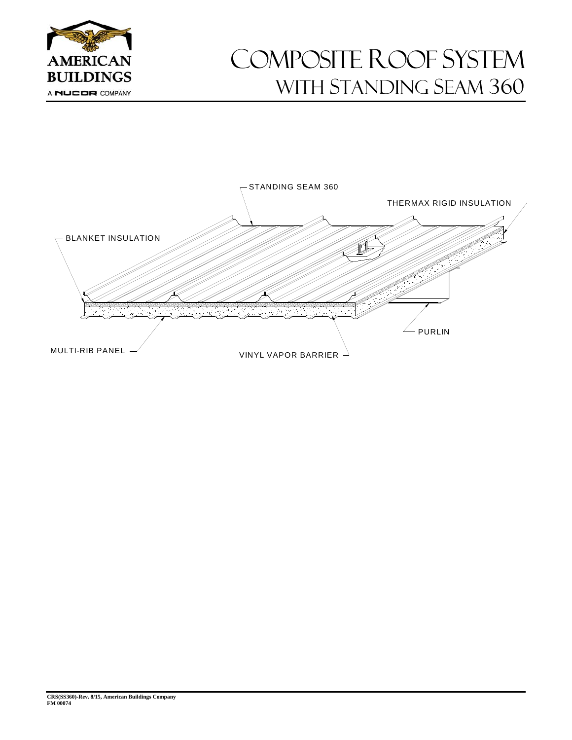# Composite Roof System
## with Standing Seam 360

STANDING SEAM 360

THERMAX RIGID INSULATION

BLANKET INSULATION

PURLIN

MULTI-RIB PANEL

VINYL VAPOR BARRIER

**CRS(SS360)-Rev. 8/15, American Buildings Company**
**FM 00074**